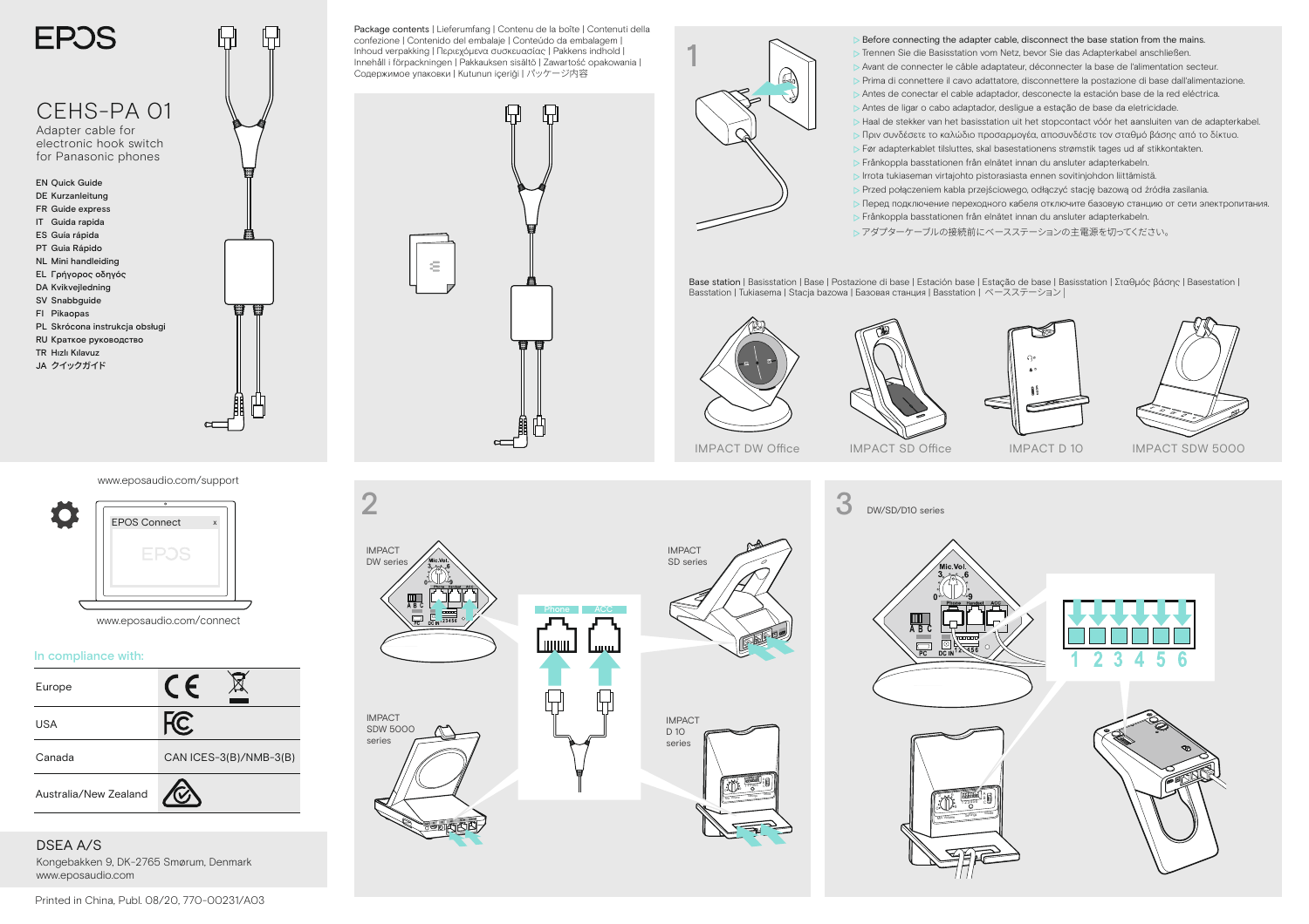# EPOS

## CEHS-PA 01

Adapter cable for electronic hook switch for Panasonic phones

EN Quick Guide
DE Kurzanleitung
FR Guide express
IT Guida rapida
ES Guía rápida
PT Guia Rápido
NL Mini handleiding
EL Γρήγορος οδηγός
DA Kvikvejledning
SV Snabbguide
FI Pikaopas
PL Skrócona instrukcja obsługi
RU Краткое руководство
TR Hızlı Kılavuz
JA クイックガイド

www.eposaudio.com/support

EPOS Connect

www.eposaudio.com/connect

In compliance with:

| | |
|---|---|
| Europe | CE |
| USA | FC |
| Canada | CAN ICES-3(B)/NMB-3(B) |
| Australia/New Zealand | |

**DSEA A/S**
Kongebakken 9, DK-2765 Smørum, Denmark
www.eposaudio.com

Printed in China, Publ. 08/20, 770-00231/A03

Package contents | Lieferumfang | Contenu de la boîte | Contenuti della confezione | Contenido del embalaje | Conteúdo da embalagem | Inhoud verpakking | Περιεχόμενα συσκευασίας | Pakkens indhold | Innehåll i förpackningen | Pakkauksen sisältö | Zawartość opakowania | Содержимое упаковки | Kutunun içeriği | パッケージ内容

## 1

- Before connecting the adapter cable, disconnect the base station from the mains.
- Trennen Sie die Basisstation vom Netz, bevor Sie das Adapterkabel anschließen.
- Avant de connecter le câble adaptateur, déconnecter la base de l'alimentation secteur.
- Prima di connettere il cavo adattatore, disconnettere la postazione di base dall'alimentazione.
- Antes de conectar el cable adaptador, desconecte la estación base de la red eléctrica.
- Antes de ligar o cabo adaptador, desligue a estação de base da eletricidade.
- Haal de stekker van het basisstation uit het stopcontact vóór het aansluiten van de adapterkabel.
- Πριν συνδέσετε το καλώδιο προσαρμογέα, αποσυνδέστε τον σταθμό βάσης από το δίκτυο.
- Før adapterkablet tilsluttes, skal basestationens strømstik tages ud af stikkontakten.
- Frånkoppla basstationen från elnätet innan du ansluter adapterkabeln.
- Irrota tukiaseman virtajohto pistorasiasta ennen sovitinjohdon liittämistä.
- Przed połączeniem kabla przejściowego, odłączyć stację bazową od źródła zasilania.
- Перед подключением переходного кабеля отключите базовую станцию от сети электропитания.
- Frånkoppla basstationen från elnätet innan du ansluter adapterkabeln.
- アダプターケーブルの接続前にベースステーションの主電源を切ってください。

Base station | Basisstation | Base | Postazione di base | Estación base | Estação de base | Basisstation | Σταθμός βάσης | Basestation | Basstation | Tukiasema | Stacja bazowa | Базовая станция | Basstation | ベースステーション |

IMPACT DW Office — IMPACT SD Office — IMPACT D 10 — IMPACT SDW 5000

## 2

IMPACT DW series

IMPACT SD series

IMPACT SDW 5000 series

IMPACT D 10 series

Phone — ACC

## 3

DW/SD/D10 series

1 2 3 4 5 6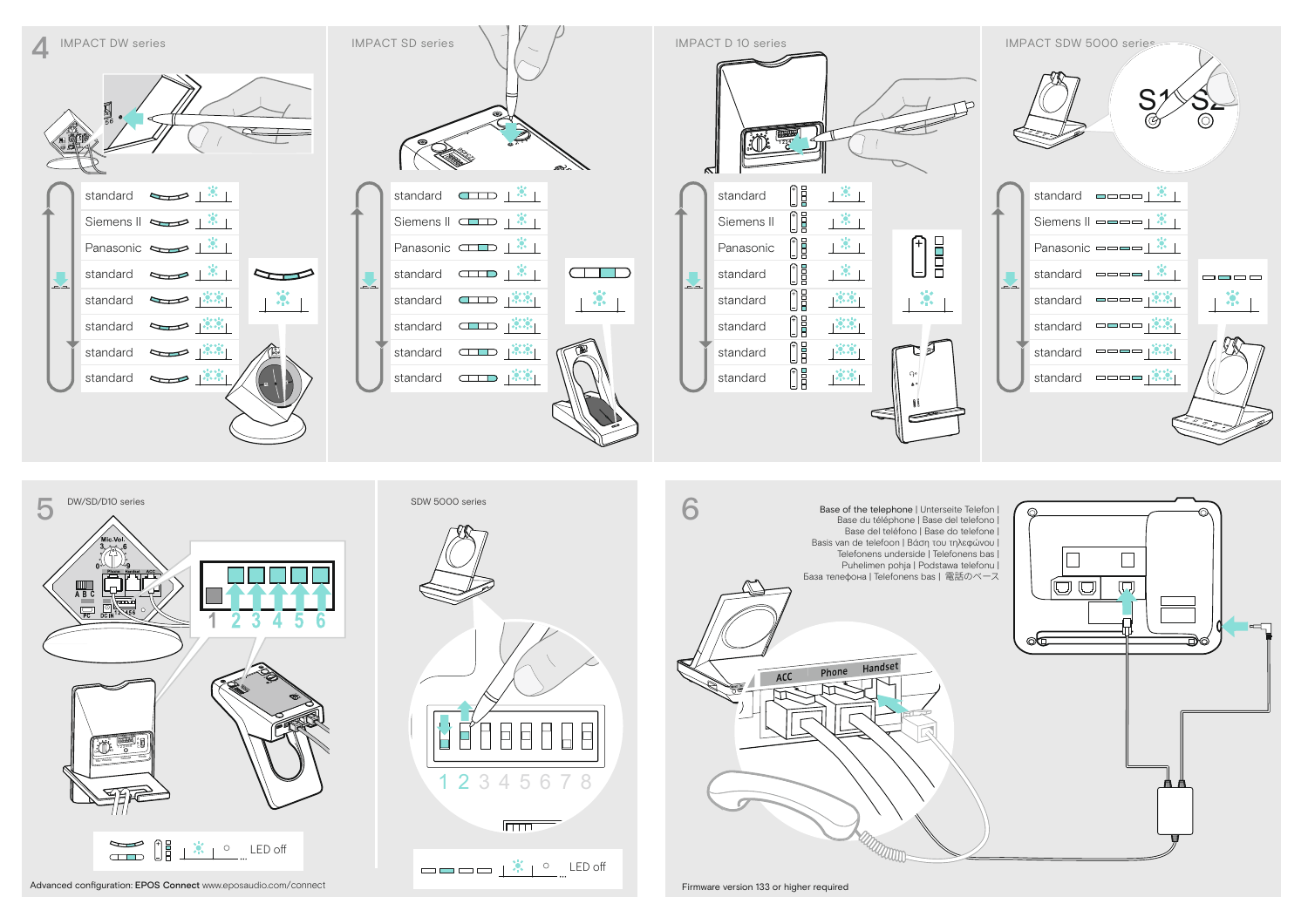## 4

### IMPACT DW series

standard
Siemens II
Panasonic
standard
standard
standard
standard
standard

### IMPACT SD series

standard
Siemens II
Panasonic
standard
standard
standard
standard
standard

### IMPACT D 10 series

standard
Siemens II
Panasonic
standard
standard
standard
standard
standard

### IMPACT SDW 5000 series

S1 S2

standard
Siemens II
Panasonic
standard
standard
standard
standard
standard

## 5

### DW/SD/D10 series

Mic.Vol.

1 2 3 4 5 6

LED off

Advanced configuration: **EPOS Connect** www.eposaudio.com/connect

### SDW 5000 series

1 2 3 4 5 6 7 8

LED off

## 6

**Base of the telephone** | Unterseite Telefon | Base du téléphone | Base del telefono | Base del teléfono | Base do telefone | Basis van de telefoon | Βάση του τηλεφώνου | Telefonens underside | Telefonens bas | Puhelimen pohja | Podstawa telefonu | База телефона | Telefonens bas | 電話のベース

ACC Phone Handset

Firmware version 133 or higher required